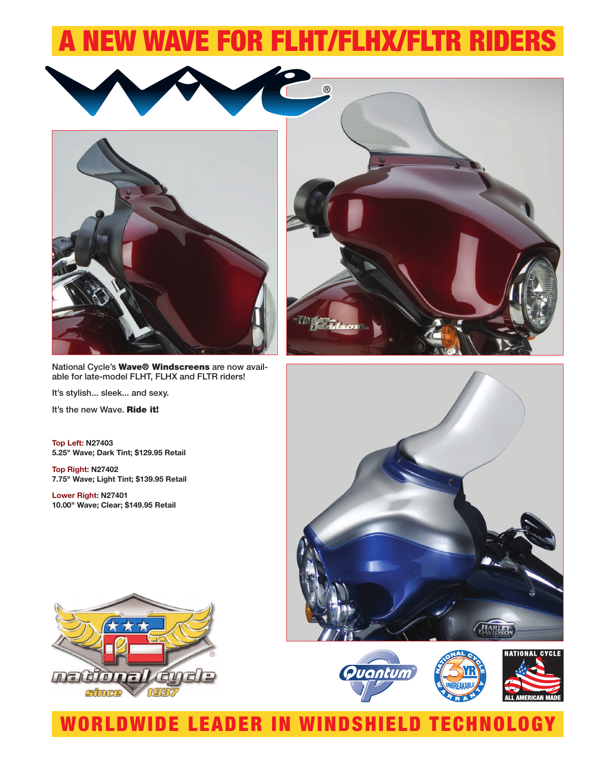# A NEW WAVE FOR FLHT/FLHX/FLTR RIDERS

National Cycle's **Wave® Windscreens** are now available for late-model FLHT, FLHX and FLTR riders!

It's stylish... sleek... and sexy.

It's the new Wave. **Ride it!**

**Top Left: N27403**
**5.25" Wave; Dark Tint; $129.95 Retail**

**Top Right: N27402**
**7.75" Wave; Light Tint; $139.95 Retail**

**Lower Right: N27401**
**10.00" Wave; Clear; $149.95 Retail**

## WORLDWIDE LEADER IN WINDSHIELD TECHNOLOGY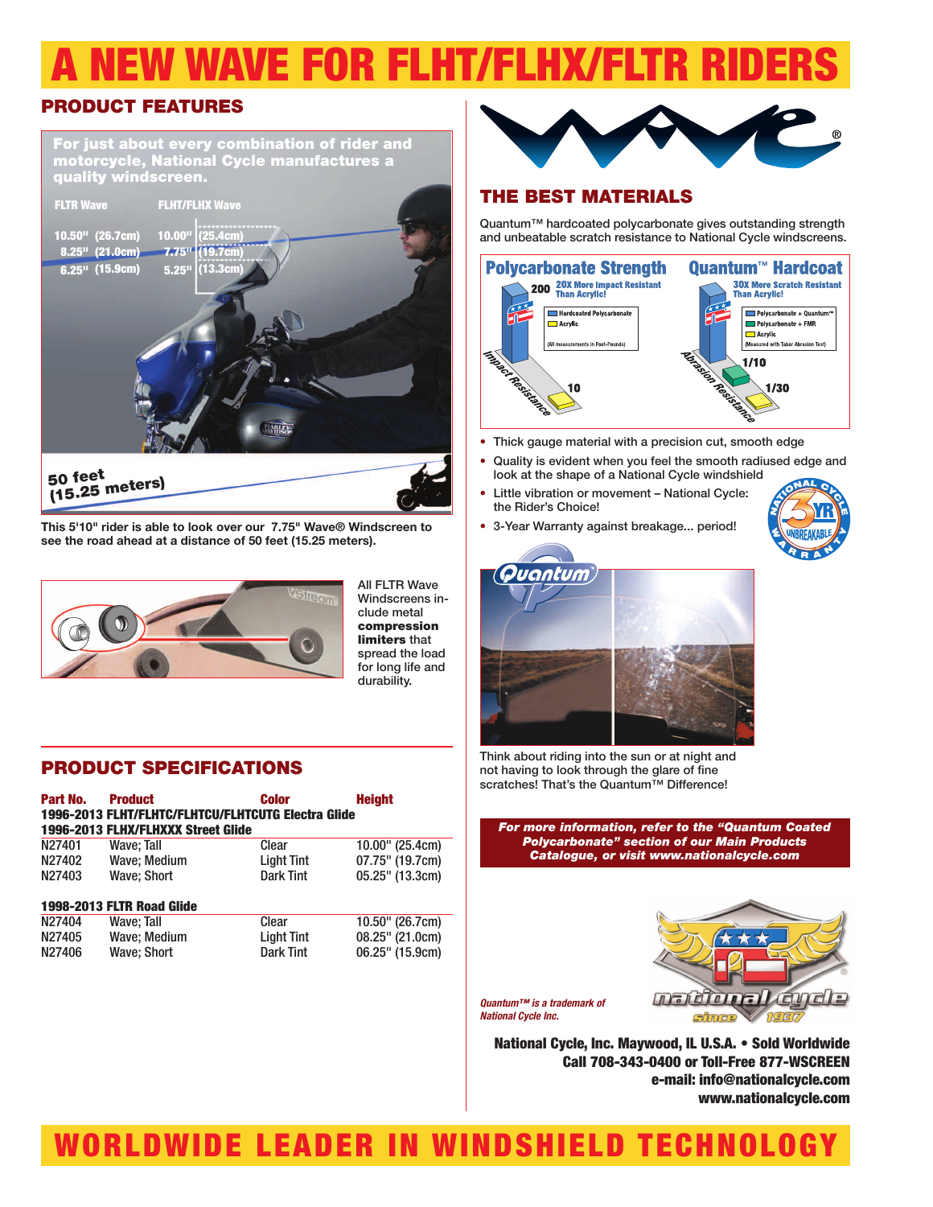# A NEW WAVE FOR FLHT/FLHX/FLTR RIDERS

## PRODUCT FEATURES

For just about every combination of rider and motorcycle, National Cycle manufactures a quality windscreen.

FLTR Wave
10.50" (26.7cm)
8.25" (21.0cm)
6.25" (15.9cm)

FLHT/FLHX Wave
10.00" (25.4cm)
7.75" (19.7cm)
5.25" (13.3cm)

50 feet (15.25 meters)

This 5'10" rider is able to look over our 7.75" Wave® Windscreen to see the road ahead at a distance of 50 feet (15.25 meters).

All FLTR Wave Windscreens include metal **compression limiters** that spread the load for long life and durability.

## PRODUCT SPECIFICATIONS

| Part No. | Product | Color | Height |
|---|---|---|---|
| **1996-2013 FLHT/FLHTC/FLHTCU/FLHTCUTG Electra Glide** | | | |
| **1996-2013 FLHX/FLHXXX Street Glide** | | | |
| N27401 | Wave; Tall | Clear | 10.00" (25.4cm) |
| N27402 | Wave; Medium | Light Tint | 07.75" (19.7cm) |
| N27403 | Wave; Short | Dark Tint | 05.25" (13.3cm) |
| **1998-2013 FLTR Road Glide** | | | |
| N27404 | Wave; Tall | Clear | 10.50" (26.7cm) |
| N27405 | Wave; Medium | Light Tint | 08.25" (21.0cm) |
| N27406 | Wave; Short | Dark Tint | 06.25" (15.9cm) |

Wave®

## THE BEST MATERIALS

Quantum™ hardcoated polycarbonate gives outstanding strength and unbeatable scratch resistance to National Cycle windscreens.

**Polycarbonate Strength**
20X More Impact Resistant Than Acrylic!
200
10
Hardcoated Polycarbonate
Acrylic
(All measurements in Foot-Pounds)
Impact Resistance

**Quantum™ Hardcoat**
30X More Scratch Resistant Than Acrylic!
Polycarbonate + Quantum™
Polycarbonate + FMR
Acrylic
(Measured with Taber Abrasion Test)
1/10
1/30
Abrasion Resistance

- Thick gauge material with a precision cut, smooth edge
- Quality is evident when you feel the smooth radiused edge and look at the shape of a National Cycle windshield
- Little vibration or movement – National Cycle: the Rider's Choice!
- 3-Year Warranty against breakage... period!

National Cycle 3 YR Unbreakable Warranty

Quantum

Think about riding into the sun or at night and not having to look through the glare of fine scratches! That's the Quantum™ Difference!

***For more information, refer to the "Quantum Coated Polycarbonate" section of our Main Products Catalogue, or visit www.nationalcycle.com***

*Quantum™ is a trademark of National Cycle Inc.*

national cycle since 1937

**National Cycle, Inc. Maywood, IL U.S.A. • Sold Worldwide**
**Call 708-343-0400 or Toll-Free 877-WSCREEN**
**e-mail: info@nationalcycle.com**
**www.nationalcycle.com**

# WORLDWIDE LEADER IN WINDSHIELD TECHNOLOGY